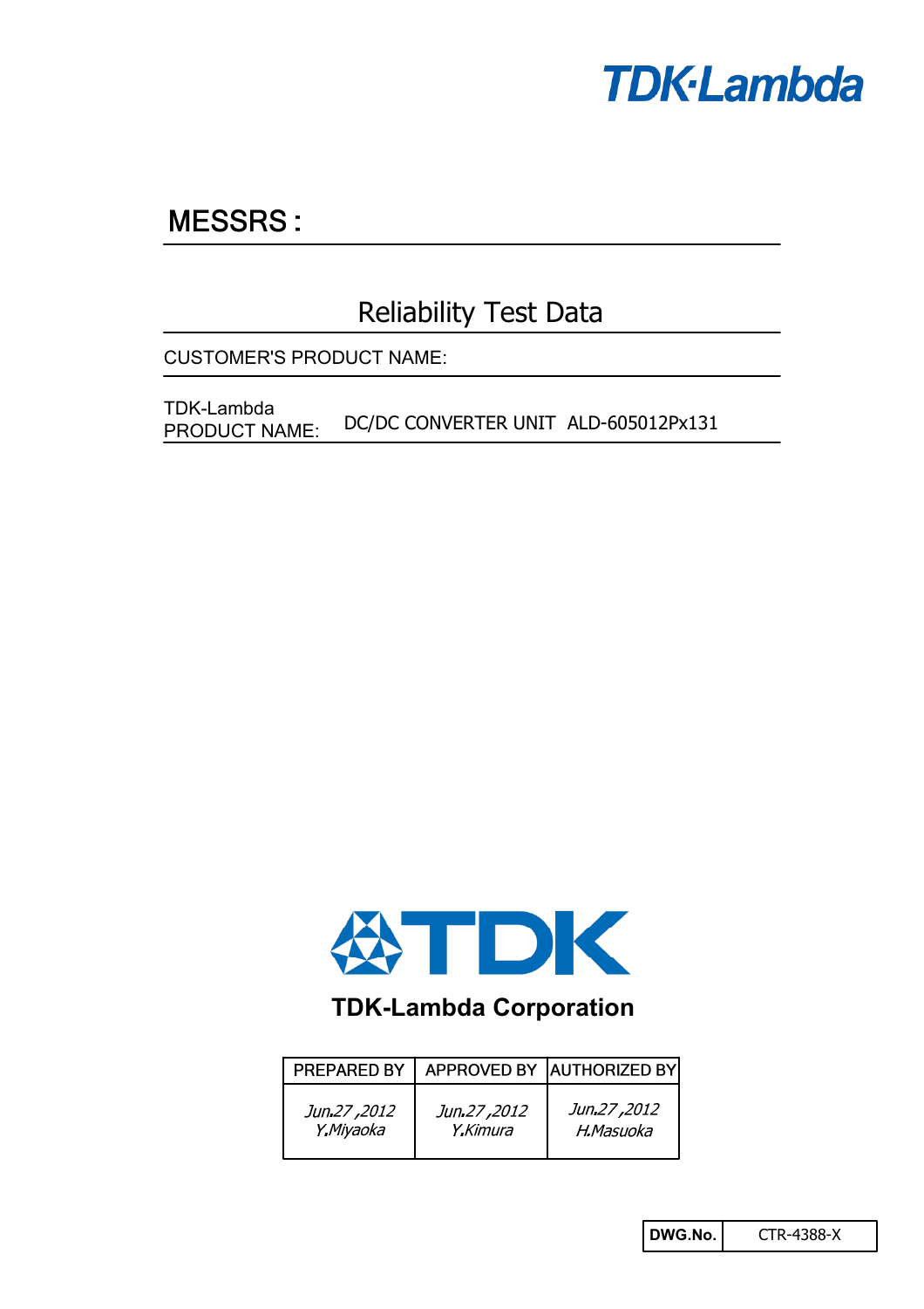TDK·Lambda

# MESSRS :

## Reliability Test Data

CUSTOMER'S PRODUCT NAME:

TDK-Lambda PRODUCT NAME: DC/DC CONVERTER UNIT ALD-605012Px131

TDK

**TDK-Lambda Corporation**

| PREPARED BY | APPROVED BY | AUTHORIZED BY |
|---|---|---|
| *Jun.27 ,2012 Y.Miyaoka* | *Jun.27 ,2012 Y.Kimura* | *Jun.27 ,2012 H.Masuoka* |

| **DWG.No.** | CTR-4388-X |
|---|---|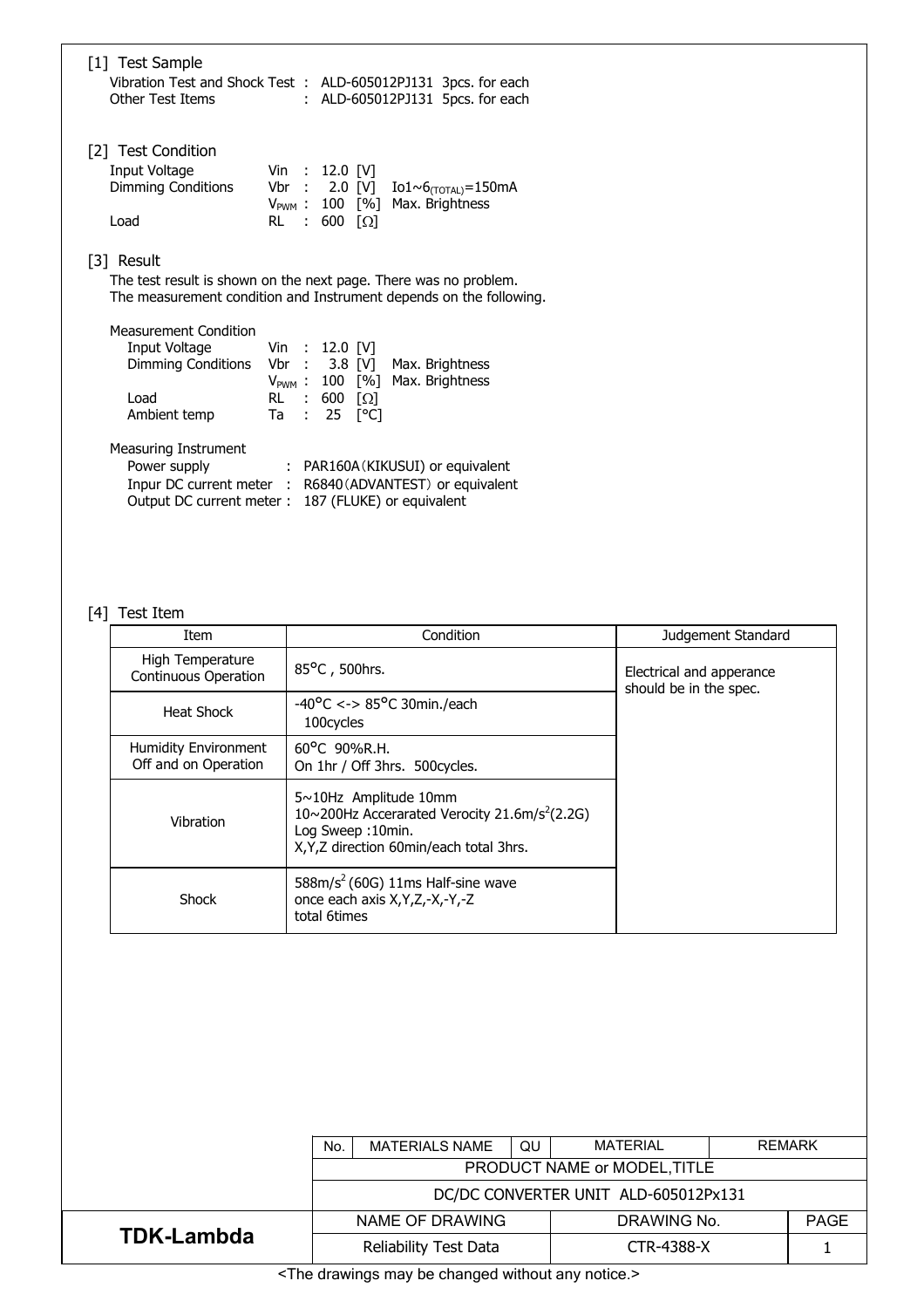## [1] Test Sample

Vibration Test and Shock Test : ALD-605012PJ131 3pcs. for each
Other Test Items : ALD-605012PJ131 5pcs. for each

## [2] Test Condition

| | | | |
|---|---|---|---|
| Input Voltage | Vin : | 12.0 [V] | |
| Dimming Conditions | Vbr : | 2.0 [V] | Io1~6$_{(TOTAL)}$=150mA |
| | $V_{PWM}$ : | 100 [%] | Max. Brightness |
| Load | RL : | 600 [Ω] | |

## [3] Result

The test result is shown on the next page. There was no problem.
The measurement condition and Instrument depends on the following.

Measurement Condition

| | | | |
|---|---|---|---|
| Input Voltage | Vin : | 12.0 [V] | |
| Dimming Conditions | Vbr : | 3.8 [V] | Max. Brightness |
| | $V_{PWM}$ : | 100 [%] | Max. Brightness |
| Load | RL : | 600 [Ω] | |
| Ambient temp | Ta : | 25 [°C] | |

Measuring Instrument

Power supply : PAR160A（KIKUSUI) or equivalent
Inpur DC current meter : R6840（ADVANTEST）or equivalent
Output DC current meter : 187 (FLUKE) or equivalent

## [4] Test Item

| Item | Condition | Judgement Standard |
|---|---|---|
| High Temperature Continuous Operation | 85°C , 500hrs. | Electrical and apperance should be in the spec. |
| Heat Shock | -40°C <-> 85°C 30min./each 100cycles | |
| Humidity Environment Off and on Operation | 60°C 90%R.H. On 1hr / Off 3hrs. 500cycles. | |
| Vibration | 5~10Hz Amplitude 10mm<br>10~200Hz Accerarated Verocity 21.6m/s$^2$(2.2G)<br>Log Sweep :10min.<br>X,Y,Z direction 60min/each total 3hrs. | |
| Shock | 588m/s$^2$ (60G) 11ms Half-sine wave<br>once each axis X,Y,Z,-X,-Y,-Z<br>total 6times | |

| No. | MATERIALS NAME | QU | MATERIAL | REMARK |
|---|---|---|---|---|
| PRODUCT NAME or MODEL,TITLE | | | | |
| DC/DC CONVERTER UNIT ALD-605012Px131 | | | | |

| TDK-Lambda | NAME OF DRAWING | DRAWING No. | PAGE |
|---|---|---|---|
| | Reliability Test Data | CTR-4388-X | 1 |

<The drawings may be changed without any notice.>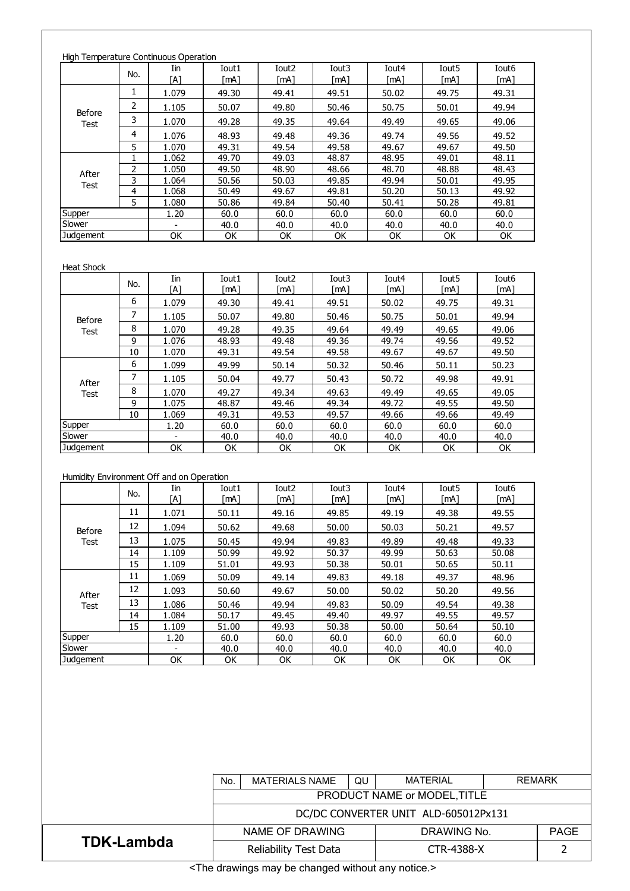High Temperature Continuous Operation

| | No. | Iin [A] | Iout1 [mA] | Iout2 [mA] | Iout3 [mA] | Iout4 [mA] | Iout5 [mA] | Iout6 [mA] |
|---|---|---|---|---|---|---|---|---|
| Before Test | 1 | 1.079 | 49.30 | 49.41 | 49.51 | 50.02 | 49.75 | 49.31 |
| | 2 | 1.105 | 50.07 | 49.80 | 50.46 | 50.75 | 50.01 | 49.94 |
| | 3 | 1.070 | 49.28 | 49.35 | 49.64 | 49.49 | 49.65 | 49.06 |
| | 4 | 1.076 | 48.93 | 49.48 | 49.36 | 49.74 | 49.56 | 49.52 |
| | 5 | 1.070 | 49.31 | 49.54 | 49.58 | 49.67 | 49.67 | 49.50 |
| After Test | 1 | 1.062 | 49.70 | 49.03 | 48.87 | 48.95 | 49.01 | 48.11 |
| | 2 | 1.050 | 49.50 | 48.90 | 48.66 | 48.70 | 48.88 | 48.43 |
| | 3 | 1.064 | 50.56 | 50.03 | 49.85 | 49.94 | 50.01 | 49.95 |
| | 4 | 1.068 | 50.49 | 49.67 | 49.81 | 50.20 | 50.13 | 49.92 |
| | 5 | 1.080 | 50.86 | 49.84 | 50.40 | 50.41 | 50.28 | 49.81 |
| Supper | | 1.20 | 60.0 | 60.0 | 60.0 | 60.0 | 60.0 | 60.0 |
| Slower | | - | 40.0 | 40.0 | 40.0 | 40.0 | 40.0 | 40.0 |
| Judgement | | OK | OK | OK | OK | OK | OK | OK |

Heat Shock

| | No. | Iin [A] | Iout1 [mA] | Iout2 [mA] | Iout3 [mA] | Iout4 [mA] | Iout5 [mA] | Iout6 [mA] |
|---|---|---|---|---|---|---|---|---|
| Before Test | 6 | 1.079 | 49.30 | 49.41 | 49.51 | 50.02 | 49.75 | 49.31 |
| | 7 | 1.105 | 50.07 | 49.80 | 50.46 | 50.75 | 50.01 | 49.94 |
| | 8 | 1.070 | 49.28 | 49.35 | 49.64 | 49.49 | 49.65 | 49.06 |
| | 9 | 1.076 | 48.93 | 49.48 | 49.36 | 49.74 | 49.56 | 49.52 |
| | 10 | 1.070 | 49.31 | 49.54 | 49.58 | 49.67 | 49.67 | 49.50 |
| After Test | 6 | 1.099 | 49.99 | 50.14 | 50.32 | 50.46 | 50.11 | 50.23 |
| | 7 | 1.105 | 50.04 | 49.77 | 50.43 | 50.72 | 49.98 | 49.91 |
| | 8 | 1.070 | 49.27 | 49.34 | 49.63 | 49.49 | 49.65 | 49.05 |
| | 9 | 1.075 | 48.87 | 49.46 | 49.34 | 49.72 | 49.55 | 49.50 |
| | 10 | 1.069 | 49.31 | 49.53 | 49.57 | 49.66 | 49.66 | 49.49 |
| Supper | | 1.20 | 60.0 | 60.0 | 60.0 | 60.0 | 60.0 | 60.0 |
| Slower | | - | 40.0 | 40.0 | 40.0 | 40.0 | 40.0 | 40.0 |
| Judgement | | OK | OK | OK | OK | OK | OK | OK |

Humidity Environment Off and on Operation

| | No. | Iin [A] | Iout1 [mA] | Iout2 [mA] | Iout3 [mA] | Iout4 [mA] | Iout5 [mA] | Iout6 [mA] |
|---|---|---|---|---|---|---|---|---|
| Before Test | 11 | 1.071 | 50.11 | 49.16 | 49.85 | 49.19 | 49.38 | 49.55 |
| | 12 | 1.094 | 50.62 | 49.68 | 50.00 | 50.03 | 50.21 | 49.57 |
| | 13 | 1.075 | 50.45 | 49.94 | 49.83 | 49.89 | 49.48 | 49.33 |
| | 14 | 1.109 | 50.99 | 49.92 | 50.37 | 49.99 | 50.63 | 50.08 |
| | 15 | 1.109 | 51.01 | 49.93 | 50.38 | 50.01 | 50.65 | 50.11 |
| After Test | 11 | 1.069 | 50.09 | 49.14 | 49.83 | 49.18 | 49.37 | 48.96 |
| | 12 | 1.093 | 50.60 | 49.67 | 50.00 | 50.02 | 50.20 | 49.56 |
| | 13 | 1.086 | 50.46 | 49.94 | 49.83 | 50.09 | 49.54 | 49.38 |
| | 14 | 1.084 | 50.17 | 49.45 | 49.40 | 49.97 | 49.55 | 49.57 |
| | 15 | 1.109 | 51.00 | 49.93 | 50.38 | 50.00 | 50.64 | 50.10 |
| Supper | | 1.20 | 60.0 | 60.0 | 60.0 | 60.0 | 60.0 | 60.0 |
| Slower | | - | 40.0 | 40.0 | 40.0 | 40.0 | 40.0 | 40.0 |
| Judgement | | OK | OK | OK | OK | OK | OK | OK |

| No. | MATERIALS NAME | QU | MATERIAL | REMARK |
|---|---|---|---|---|
| PRODUCT NAME or MODEL,TITLE | | | | |
| DC/DC CONVERTER UNIT ALD-605012Px131 | | | | |
| NAME OF DRAWING | | DRAWING No. | | PAGE |
| Reliability Test Data | | CTR-4388-X | | 2 |

**TDK-Lambda**

<The drawings may be changed without any notice.>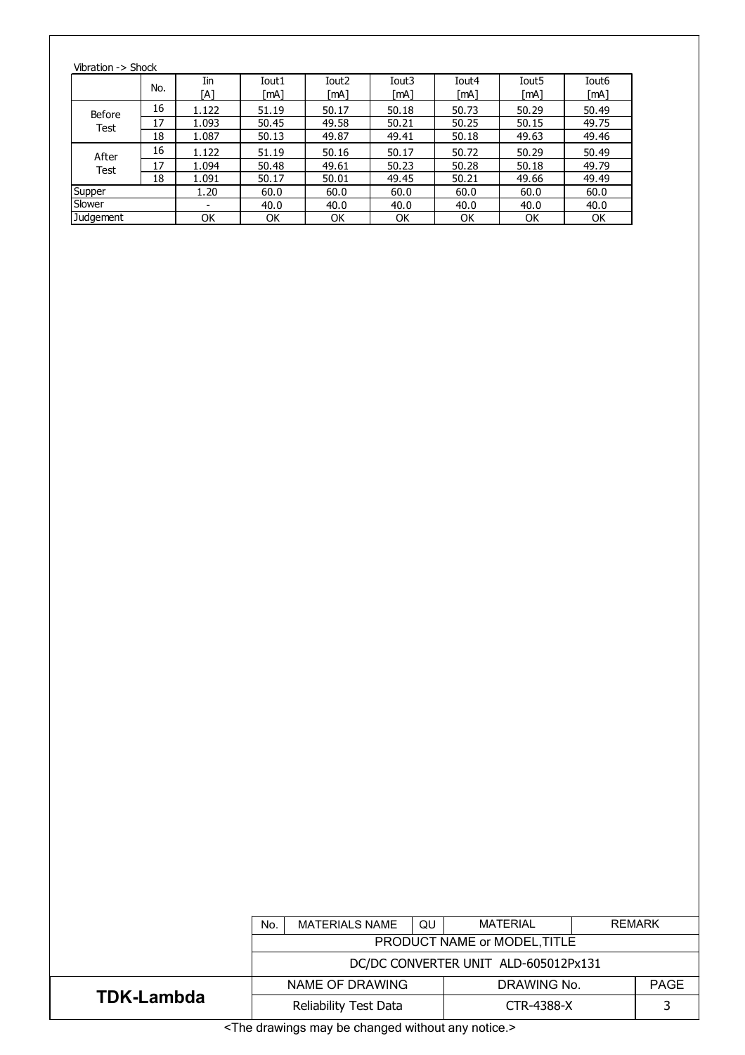Vibration -> Shock

| | No. | Iin [A] | Iout1 [mA] | Iout2 [mA] | Iout3 [mA] | Iout4 [mA] | Iout5 [mA] | Iout6 [mA] |
|---|---|---|---|---|---|---|---|---|
| Before Test | 16 | 1.122 | 51.19 | 50.17 | 50.18 | 50.73 | 50.29 | 50.49 |
| | 17 | 1.093 | 50.45 | 49.58 | 50.21 | 50.25 | 50.15 | 49.75 |
| | 18 | 1.087 | 50.13 | 49.87 | 49.41 | 50.18 | 49.63 | 49.46 |
| After Test | 16 | 1.122 | 51.19 | 50.16 | 50.17 | 50.72 | 50.29 | 50.49 |
| | 17 | 1.094 | 50.48 | 49.61 | 50.23 | 50.28 | 50.18 | 49.79 |
| | 18 | 1.091 | 50.17 | 50.01 | 49.45 | 50.21 | 49.66 | 49.49 |
| Supper | | 1.20 | 60.0 | 60.0 | 60.0 | 60.0 | 60.0 | 60.0 |
| Slower | | - | 40.0 | 40.0 | 40.0 | 40.0 | 40.0 | 40.0 |
| Judgement | | OK | OK | OK | OK | OK | OK | OK |

| No. | MATERIALS NAME | QU | MATERIAL | REMARK |
|---|---|---|---|---|

PRODUCT NAME or MODEL,TITLE

DC/DC CONVERTER UNIT ALD-605012Px131

**TDK-Lambda**

| NAME OF DRAWING | DRAWING No. | PAGE |
|---|---|---|
| Reliability Test Data | CTR-4388-X | 3 |

<The drawings may be changed without any notice.>